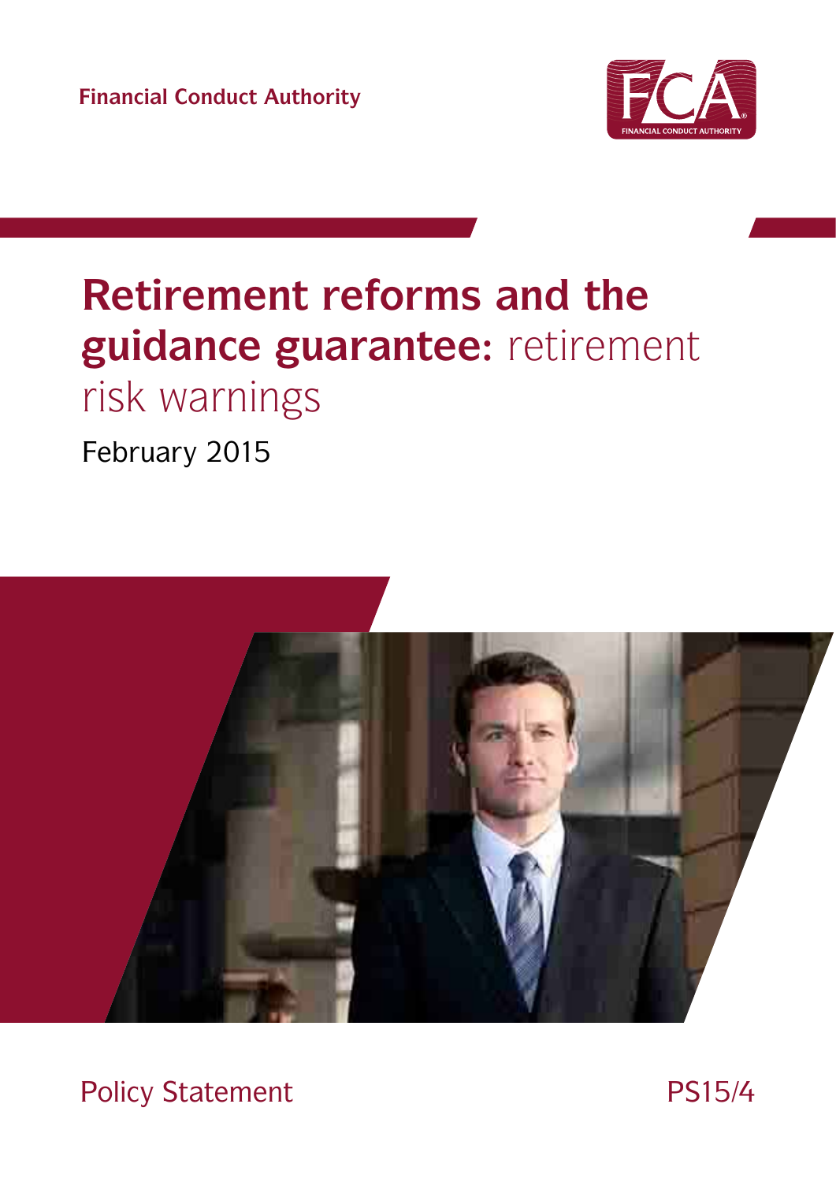Financial Conduct Authority

# Retirement reforms and the guidance guarantee: retirement risk warnings

February 2015

Policy Statement

PS15/4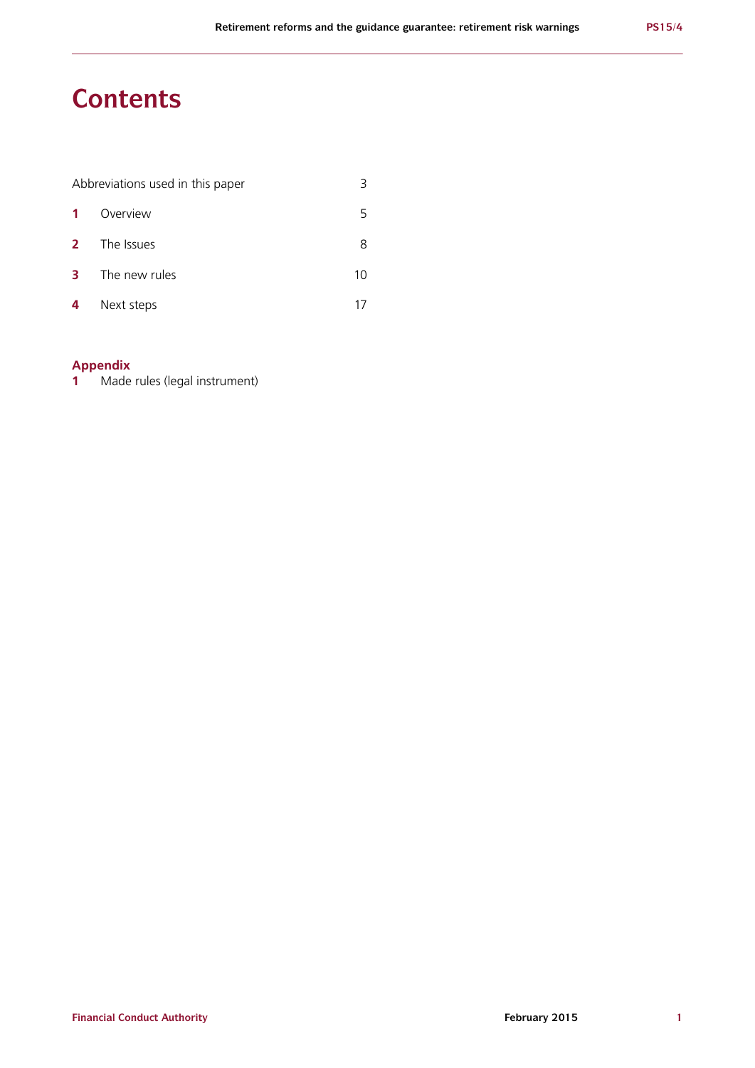# Contents

| | | |
|---|---|---|
| Abbreviations used in this paper | | 3 |
| **1** | Overview | 5 |
| **2** | The Issues | 8 |
| **3** | The new rules | 10 |
| **4** | Next steps | 17 |

## Appendix

**1** Made rules (legal instrument)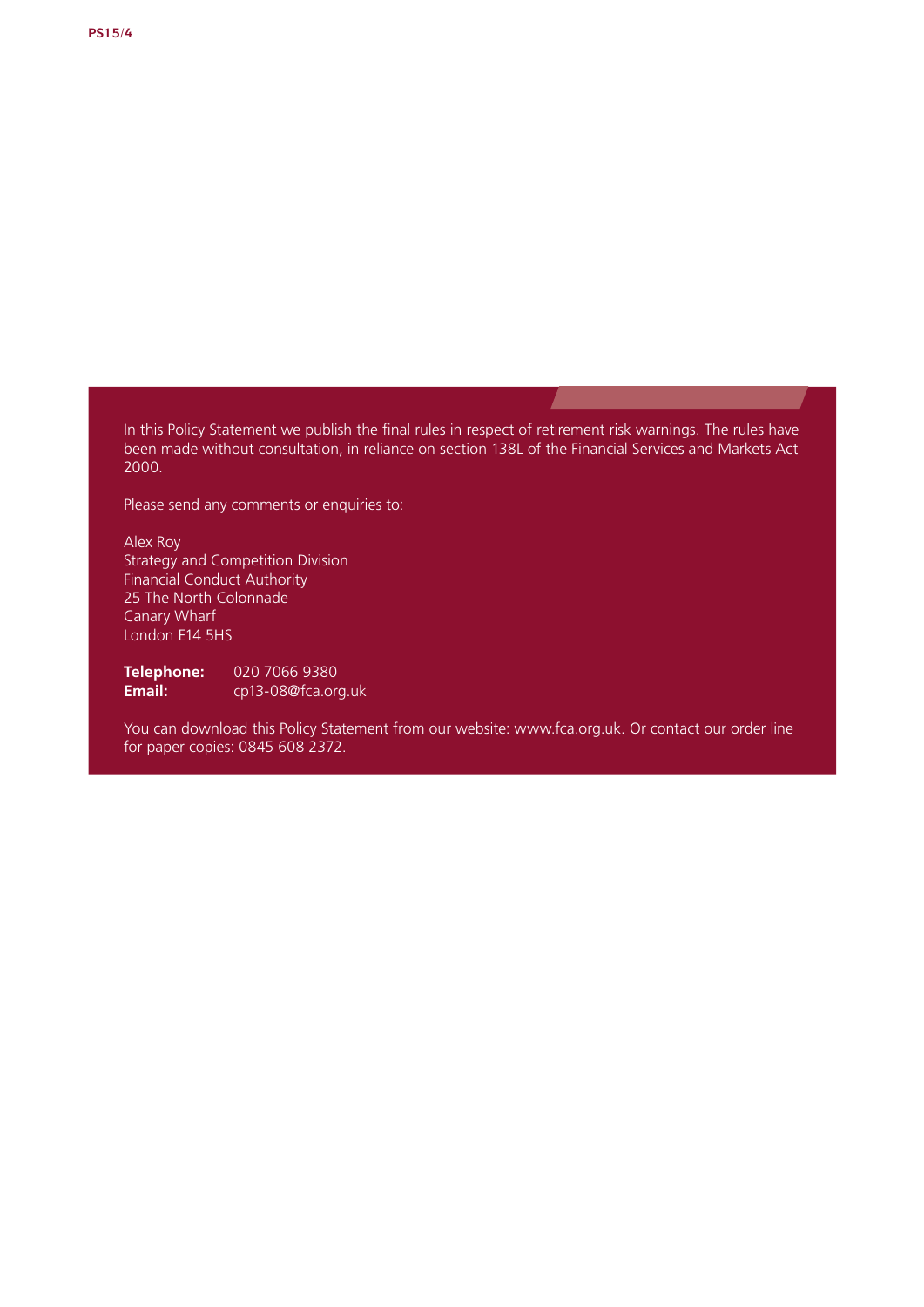In this Policy Statement we publish the final rules in respect of retirement risk warnings. The rules have been made without consultation, in reliance on section 138L of the Financial Services and Markets Act 2000.

Please send any comments or enquiries to:

Alex Roy  
Strategy and Competition Division  
Financial Conduct Authority  
25 The North Colonnade  
Canary Wharf  
London E14 5HS

**Telephone:** 020 7066 9380  
**Email:** cp13-08@fca.org.uk

You can download this Policy Statement from our website: www.fca.org.uk. Or contact our order line for paper copies: 0845 608 2372.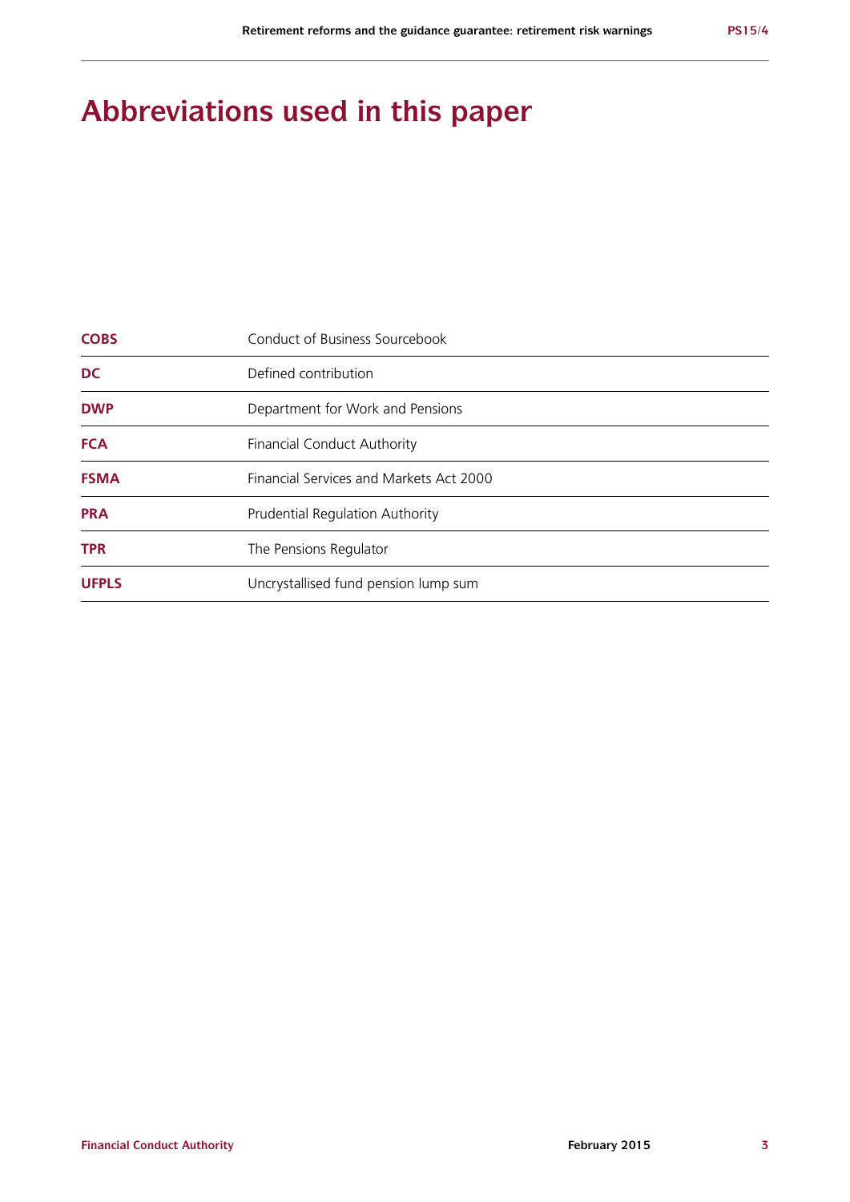# Abbreviations used in this paper

| | |
|---|---|
| **COBS** | Conduct of Business Sourcebook |
| **DC** | Defined contribution |
| **DWP** | Department for Work and Pensions |
| **FCA** | Financial Conduct Authority |
| **FSMA** | Financial Services and Markets Act 2000 |
| **PRA** | Prudential Regulation Authority |
| **TPR** | The Pensions Regulator |
| **UFPLS** | Uncrystallised fund pension lump sum |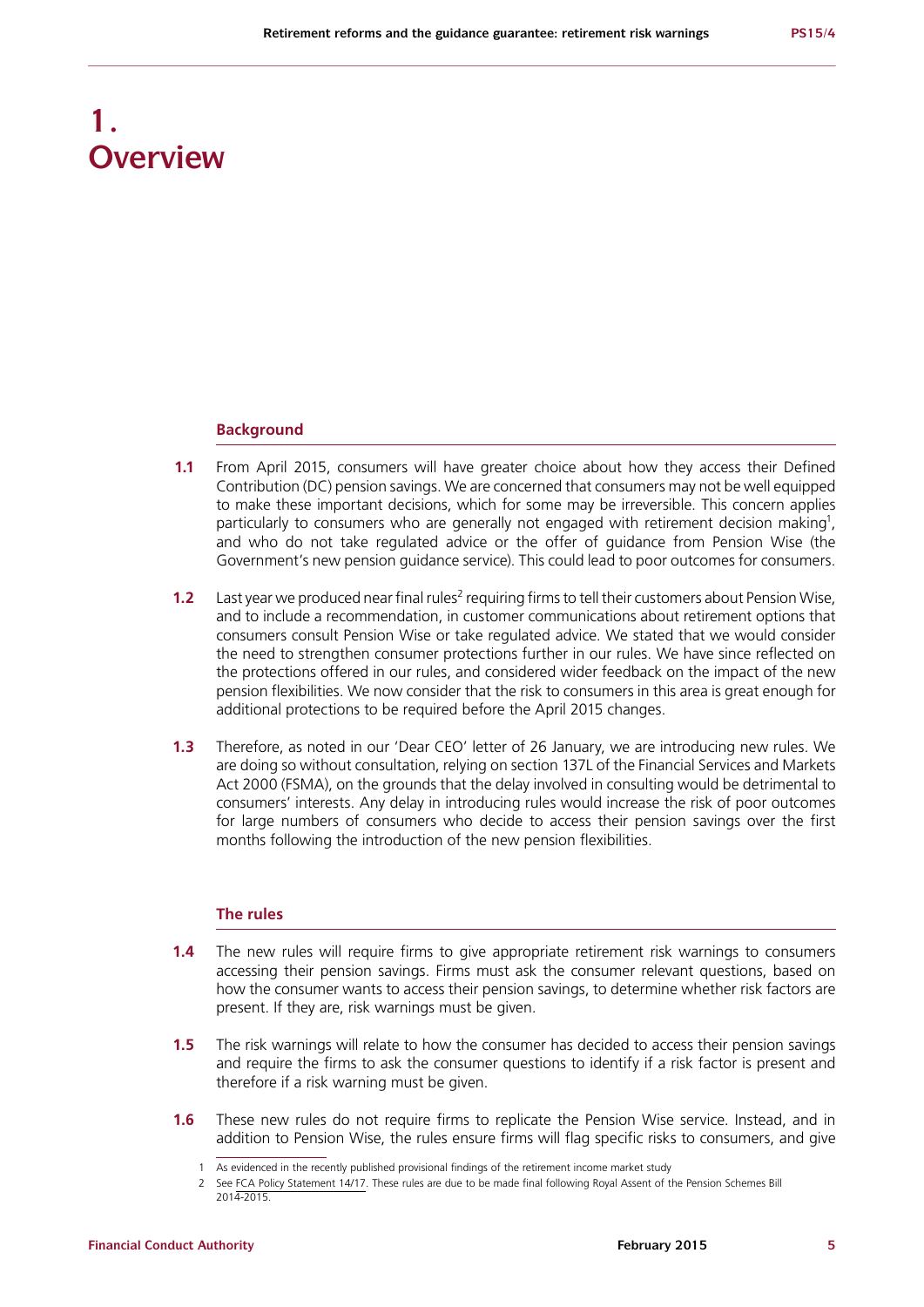# 1. Overview

## Background

**1.1** From April 2015, consumers will have greater choice about how they access their Defined Contribution (DC) pension savings. We are concerned that consumers may not be well equipped to make these important decisions, which for some may be irreversible. This concern applies particularly to consumers who are generally not engaged with retirement decision making[1], and who do not take regulated advice or the offer of guidance from Pension Wise (the Government's new pension guidance service). This could lead to poor outcomes for consumers.

**1.2** Last year we produced near final rules[2] requiring firms to tell their customers about Pension Wise, and to include a recommendation, in customer communications about retirement options that consumers consult Pension Wise or take regulated advice. We stated that we would consider the need to strengthen consumer protections further in our rules. We have since reflected on the protections offered in our rules, and considered wider feedback on the impact of the new pension flexibilities. We now consider that the risk to consumers in this area is great enough for additional protections to be required before the April 2015 changes.

**1.3** Therefore, as noted in our 'Dear CEO' letter of 26 January, we are introducing new rules. We are doing so without consultation, relying on section 137L of the Financial Services and Markets Act 2000 (FSMA), on the grounds that the delay involved in consulting would be detrimental to consumers' interests. Any delay in introducing rules would increase the risk of poor outcomes for large numbers of consumers who decide to access their pension savings over the first months following the introduction of the new pension flexibilities.

## The rules

**1.4** The new rules will require firms to give appropriate retirement risk warnings to consumers accessing their pension savings. Firms must ask the consumer relevant questions, based on how the consumer wants to access their pension savings, to determine whether risk factors are present. If they are, risk warnings must be given.

**1.5** The risk warnings will relate to how the consumer has decided to access their pension savings and require the firms to ask the consumer questions to identify if a risk factor is present and therefore if a risk warning must be given.

**1.6** These new rules do not require firms to replicate the Pension Wise service. Instead, and in addition to Pension Wise, the rules ensure firms will flag specific risks to consumers, and give

---

1 As evidenced in the recently published provisional findings of the retirement income market study

2 See FCA Policy Statement 14/17. These rules are due to be made final following Royal Assent of the Pension Schemes Bill 2014-2015.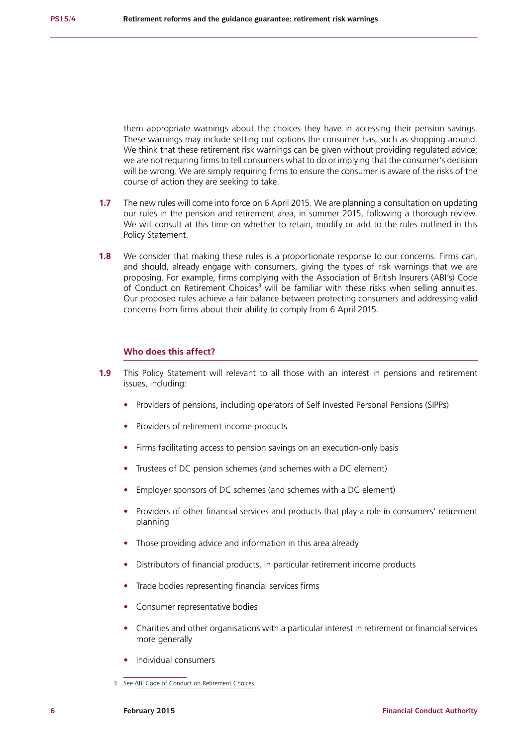them appropriate warnings about the choices they have in accessing their pension savings. These warnings may include setting out options the consumer has, such as shopping around. We think that these retirement risk warnings can be given without providing regulated advice; we are not requiring firms to tell consumers what to do or implying that the consumer's decision will be wrong. We are simply requiring firms to ensure the consumer is aware of the risks of the course of action they are seeking to take.

**1.7** The new rules will come into force on 6 April 2015. We are planning a consultation on updating our rules in the pension and retirement area, in summer 2015, following a thorough review. We will consult at this time on whether to retain, modify or add to the rules outlined in this Policy Statement.

**1.8** We consider that making these rules is a proportionate response to our concerns. Firms can, and should, already engage with consumers, giving the types of risk warnings that we are proposing. For example, firms complying with the Association of British Insurers (ABI's) Code of Conduct on Retirement Choices[3] will be familiar with these risks when selling annuities. Our proposed rules achieve a fair balance between protecting consumers and addressing valid concerns from firms about their ability to comply from 6 April 2015.

### Who does this affect?

**1.9** This Policy Statement will relevant to all those with an interest in pensions and retirement issues, including:

- Providers of pensions, including operators of Self Invested Personal Pensions (SIPPs)
- Providers of retirement income products
- Firms facilitating access to pension savings on an execution-only basis
- Trustees of DC pension schemes (and schemes with a DC element)
- Employer sponsors of DC schemes (and schemes with a DC element)
- Providers of other financial services and products that play a role in consumers' retirement planning
- Those providing advice and information in this area already
- Distributors of financial products, in particular retirement income products
- Trade bodies representing financial services firms
- Consumer representative bodies
- Charities and other organisations with a particular interest in retirement or financial services more generally
- Individual consumers

3 See ABI Code of Conduct on Retirement Choices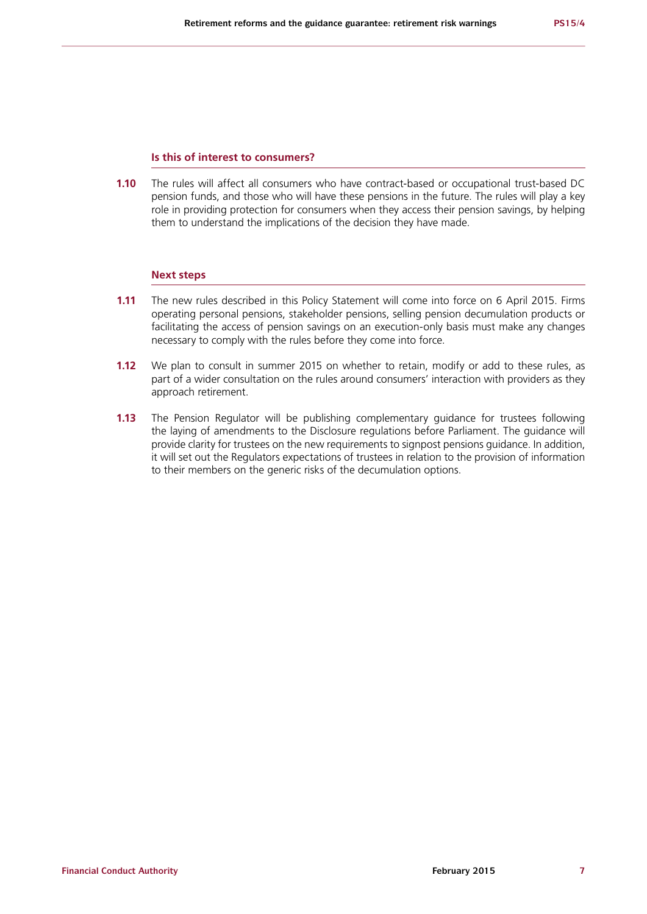### Is this of interest to consumers?

**1.10** The rules will affect all consumers who have contract-based or occupational trust-based DC pension funds, and those who will have these pensions in the future. The rules will play a key role in providing protection for consumers when they access their pension savings, by helping them to understand the implications of the decision they have made.

### Next steps

**1.11** The new rules described in this Policy Statement will come into force on 6 April 2015. Firms operating personal pensions, stakeholder pensions, selling pension decumulation products or facilitating the access of pension savings on an execution-only basis must make any changes necessary to comply with the rules before they come into force.

**1.12** We plan to consult in summer 2015 on whether to retain, modify or add to these rules, as part of a wider consultation on the rules around consumers' interaction with providers as they approach retirement.

**1.13** The Pension Regulator will be publishing complementary guidance for trustees following the laying of amendments to the Disclosure regulations before Parliament. The guidance will provide clarity for trustees on the new requirements to signpost pensions guidance. In addition, it will set out the Regulators expectations of trustees in relation to the provision of information to their members on the generic risks of the decumulation options.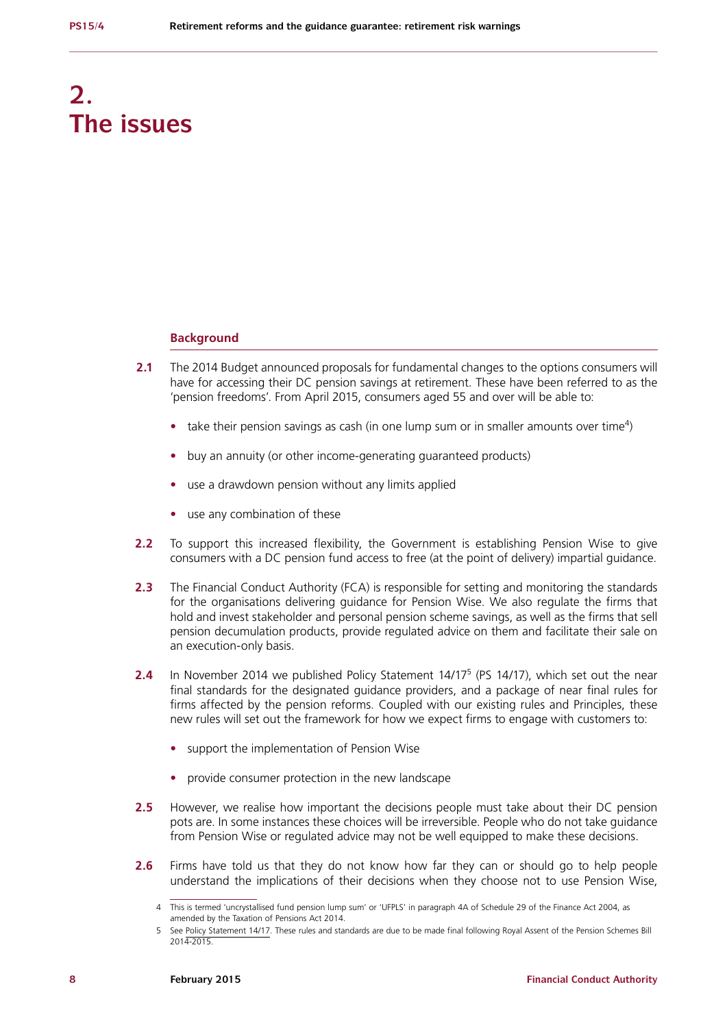# 2. The issues

## Background

**2.1** The 2014 Budget announced proposals for fundamental changes to the options consumers will have for accessing their DC pension savings at retirement. These have been referred to as the 'pension freedoms'. From April 2015, consumers aged 55 and over will be able to:

- take their pension savings as cash (in one lump sum or in smaller amounts over time[4])
- buy an annuity (or other income-generating guaranteed products)
- use a drawdown pension without any limits applied
- use any combination of these

**2.2** To support this increased flexibility, the Government is establishing Pension Wise to give consumers with a DC pension fund access to free (at the point of delivery) impartial guidance.

**2.3** The Financial Conduct Authority (FCA) is responsible for setting and monitoring the standards for the organisations delivering guidance for Pension Wise. We also regulate the firms that hold and invest stakeholder and personal pension scheme savings, as well as the firms that sell pension decumulation products, provide regulated advice on them and facilitate their sale on an execution-only basis.

**2.4** In November 2014 we published Policy Statement 14/17[5] (PS 14/17), which set out the near final standards for the designated guidance providers, and a package of near final rules for firms affected by the pension reforms. Coupled with our existing rules and Principles, these new rules will set out the framework for how we expect firms to engage with customers to:

- support the implementation of Pension Wise
- provide consumer protection in the new landscape

**2.5** However, we realise how important the decisions people must take about their DC pension pots are. In some instances these choices will be irreversible. People who do not take guidance from Pension Wise or regulated advice may not be well equipped to make these decisions.

**2.6** Firms have told us that they do not know how far they can or should go to help people understand the implications of their decisions when they choose not to use Pension Wise,

4 This is termed 'uncrystallised fund pension lump sum' or 'UFPLS' in paragraph 4A of Schedule 29 of the Finance Act 2004, as amended by the Taxation of Pensions Act 2014.

5 See Policy Statement 14/17. These rules and standards are due to be made final following Royal Assent of the Pension Schemes Bill 2014-2015.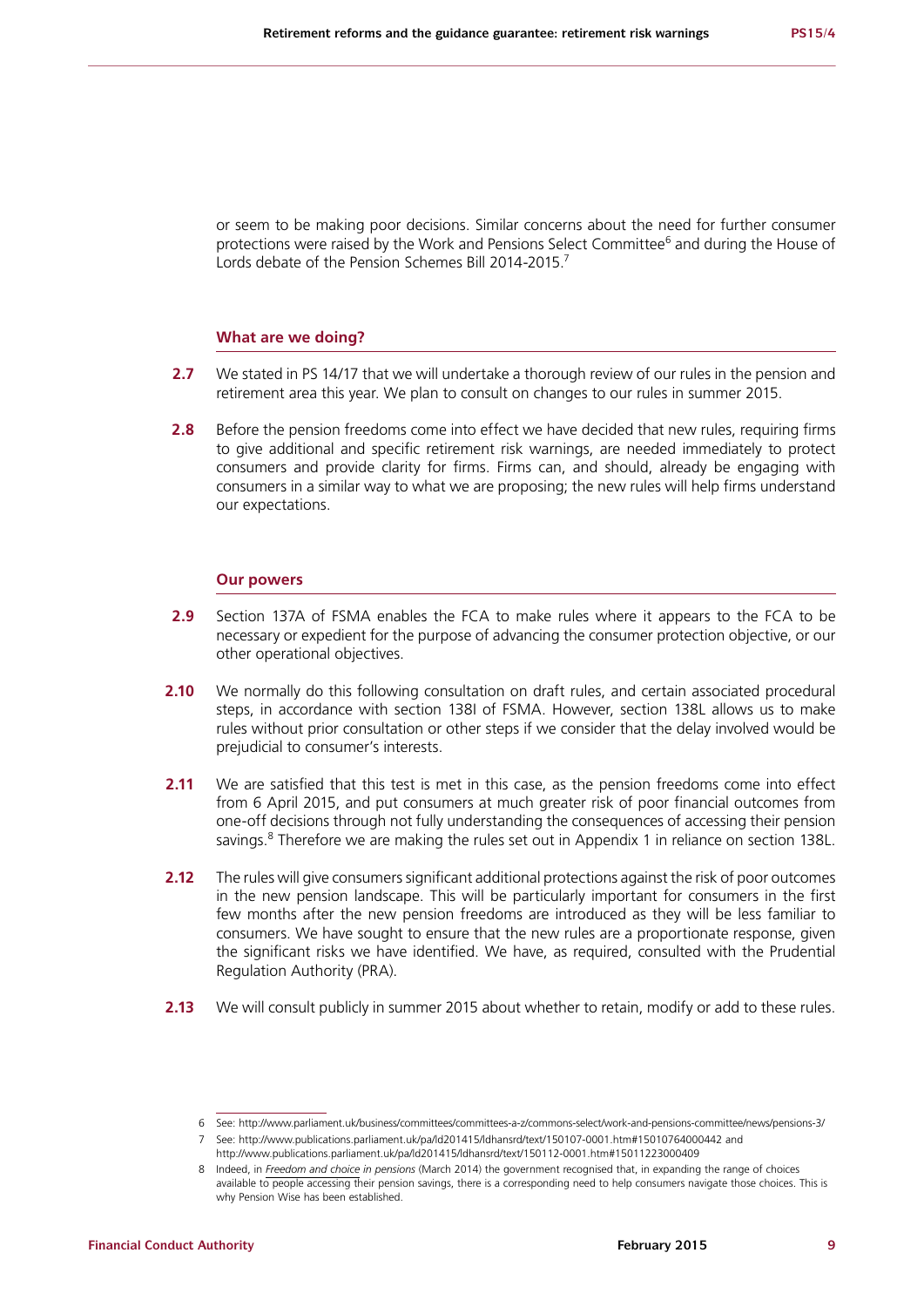or seem to be making poor decisions. Similar concerns about the need for further consumer protections were raised by the Work and Pensions Select Committee[6] and during the House of Lords debate of the Pension Schemes Bill 2014-2015.[7]

### What are we doing?

**2.7** We stated in PS 14/17 that we will undertake a thorough review of our rules in the pension and retirement area this year. We plan to consult on changes to our rules in summer 2015.

**2.8** Before the pension freedoms come into effect we have decided that new rules, requiring firms to give additional and specific retirement risk warnings, are needed immediately to protect consumers and provide clarity for firms. Firms can, and should, already be engaging with consumers in a similar way to what we are proposing; the new rules will help firms understand our expectations.

### Our powers

**2.9** Section 137A of FSMA enables the FCA to make rules where it appears to the FCA to be necessary or expedient for the purpose of advancing the consumer protection objective, or our other operational objectives.

**2.10** We normally do this following consultation on draft rules, and certain associated procedural steps, in accordance with section 138I of FSMA. However, section 138L allows us to make rules without prior consultation or other steps if we consider that the delay involved would be prejudicial to consumer's interests.

**2.11** We are satisfied that this test is met in this case, as the pension freedoms come into effect from 6 April 2015, and put consumers at much greater risk of poor financial outcomes from one-off decisions through not fully understanding the consequences of accessing their pension savings.[8] Therefore we are making the rules set out in Appendix 1 in reliance on section 138L.

**2.12** The rules will give consumers significant additional protections against the risk of poor outcomes in the new pension landscape. This will be particularly important for consumers in the first few months after the new pension freedoms are introduced as they will be less familiar to consumers. We have sought to ensure that the new rules are a proportionate response, given the significant risks we have identified. We have, as required, consulted with the Prudential Regulation Authority (PRA).

**2.13** We will consult publicly in summer 2015 about whether to retain, modify or add to these rules.

---

6 See: http://www.parliament.uk/business/committees/committees-a-z/commons-select/work-and-pensions-committee/news/pensions-3/

7 See: http://www.publications.parliament.uk/pa/ld201415/ldhansrd/text/150107-0001.htm#15010764000442 and http://www.publications.parliament.uk/pa/ld201415/ldhansrd/text/150112-0001.htm#15011223000409

8 Indeed, in *Freedom and choice in pensions* (March 2014) the government recognised that, in expanding the range of choices available to people accessing their pension savings, there is a corresponding need to help consumers navigate those choices. This is why Pension Wise has been established.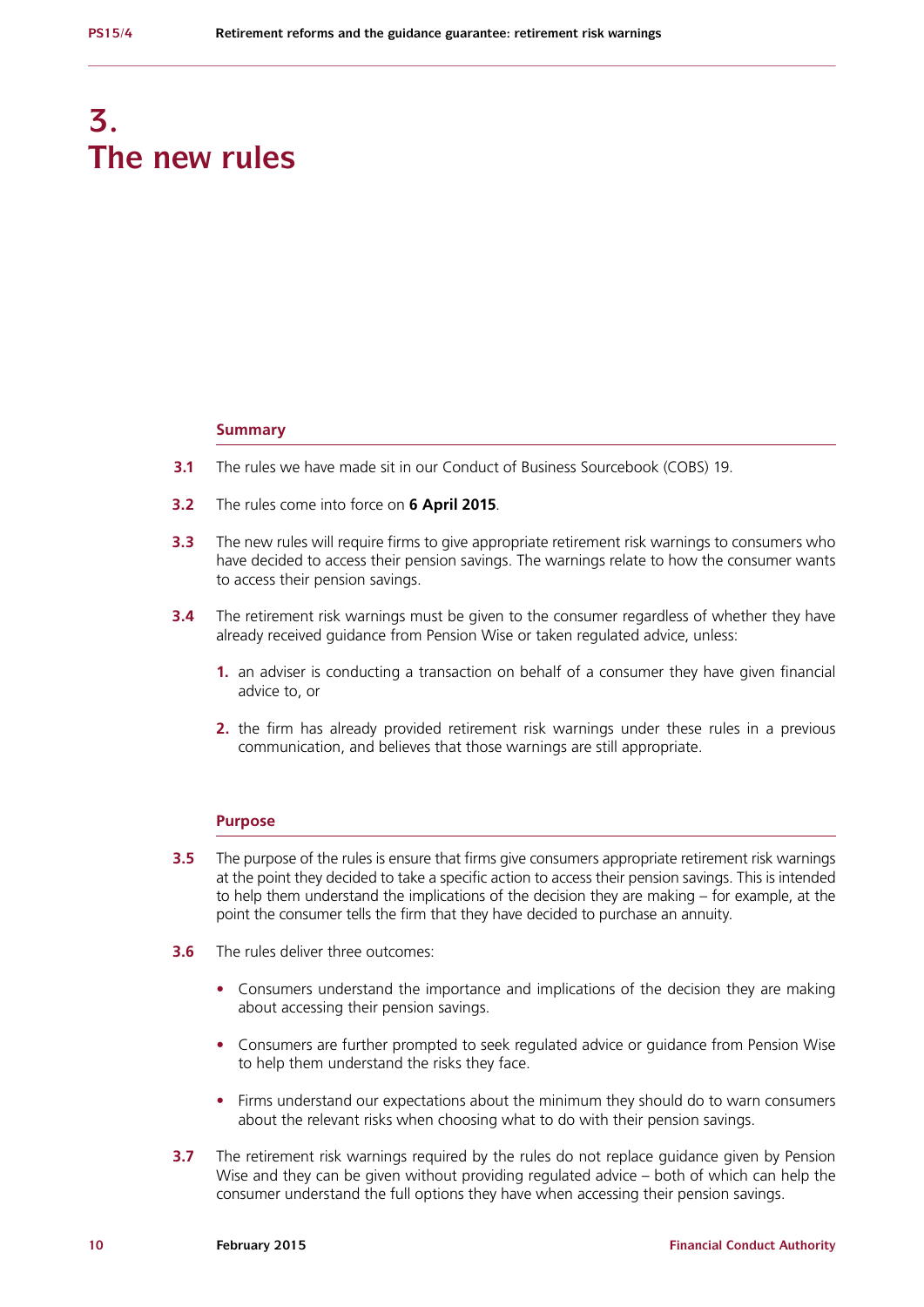# 3. The new rules

### Summary

**3.1** The rules we have made sit in our Conduct of Business Sourcebook (COBS) 19.

**3.2** The rules come into force on **6 April 2015**.

**3.3** The new rules will require firms to give appropriate retirement risk warnings to consumers who have decided to access their pension savings. The warnings relate to how the consumer wants to access their pension savings.

**3.4** The retirement risk warnings must be given to the consumer regardless of whether they have already received guidance from Pension Wise or taken regulated advice, unless:

1. an adviser is conducting a transaction on behalf of a consumer they have given financial advice to, or
2. the firm has already provided retirement risk warnings under these rules in a previous communication, and believes that those warnings are still appropriate.

### Purpose

**3.5** The purpose of the rules is ensure that firms give consumers appropriate retirement risk warnings at the point they decided to take a specific action to access their pension savings. This is intended to help them understand the implications of the decision they are making – for example, at the point the consumer tells the firm that they have decided to purchase an annuity.

**3.6** The rules deliver three outcomes:

- Consumers understand the importance and implications of the decision they are making about accessing their pension savings.
- Consumers are further prompted to seek regulated advice or guidance from Pension Wise to help them understand the risks they face.
- Firms understand our expectations about the minimum they should do to warn consumers about the relevant risks when choosing what to do with their pension savings.

**3.7** The retirement risk warnings required by the rules do not replace guidance given by Pension Wise and they can be given without providing regulated advice – both of which can help the consumer understand the full options they have when accessing their pension savings.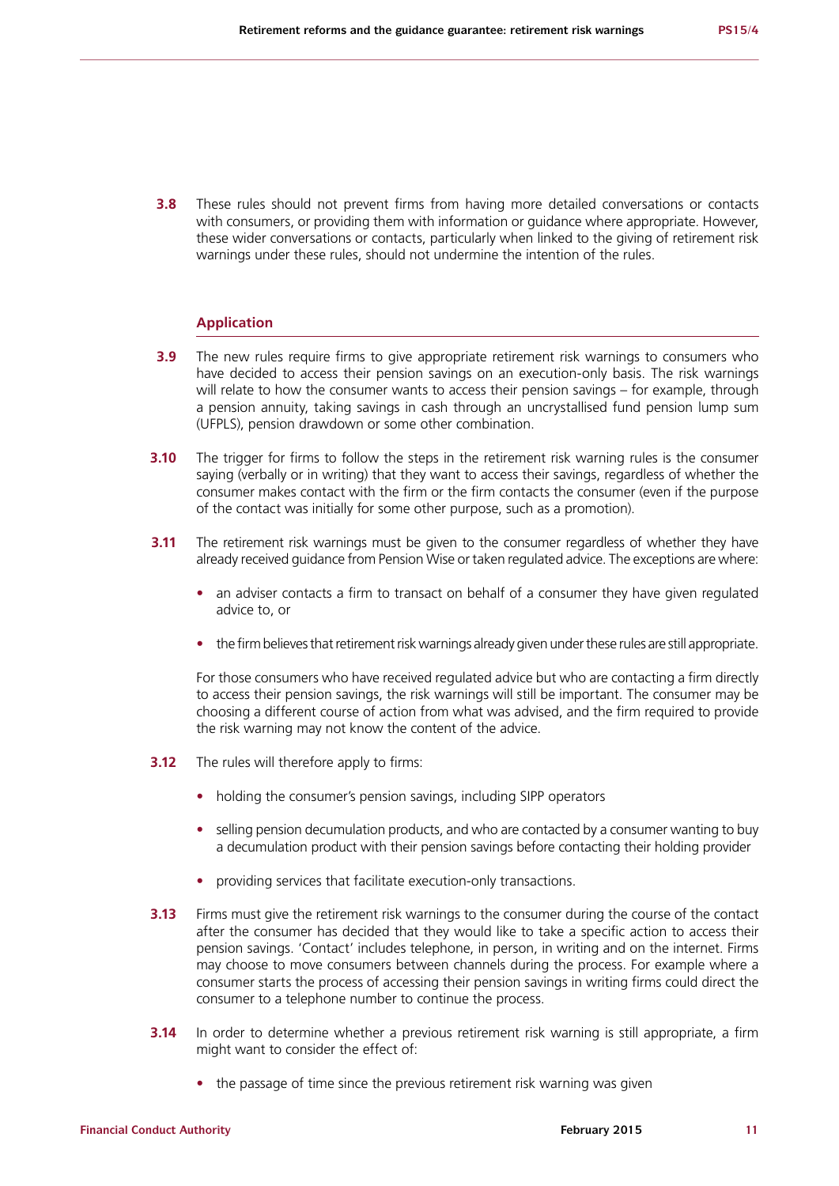**3.8** These rules should not prevent firms from having more detailed conversations or contacts with consumers, or providing them with information or guidance where appropriate. However, these wider conversations or contacts, particularly when linked to the giving of retirement risk warnings under these rules, should not undermine the intention of the rules.

## Application

**3.9** The new rules require firms to give appropriate retirement risk warnings to consumers who have decided to access their pension savings on an execution-only basis. The risk warnings will relate to how the consumer wants to access their pension savings – for example, through a pension annuity, taking savings in cash through an uncrystallised fund pension lump sum (UFPLS), pension drawdown or some other combination.

**3.10** The trigger for firms to follow the steps in the retirement risk warning rules is the consumer saying (verbally or in writing) that they want to access their savings, regardless of whether the consumer makes contact with the firm or the firm contacts the consumer (even if the purpose of the contact was initially for some other purpose, such as a promotion).

**3.11** The retirement risk warnings must be given to the consumer regardless of whether they have already received guidance from Pension Wise or taken regulated advice. The exceptions are where:

- an adviser contacts a firm to transact on behalf of a consumer they have given regulated advice to, or
- the firm believes that retirement risk warnings already given under these rules are still appropriate.

For those consumers who have received regulated advice but who are contacting a firm directly to access their pension savings, the risk warnings will still be important. The consumer may be choosing a different course of action from what was advised, and the firm required to provide the risk warning may not know the content of the advice.

**3.12** The rules will therefore apply to firms:

- holding the consumer's pension savings, including SIPP operators
- selling pension decumulation products, and who are contacted by a consumer wanting to buy a decumulation product with their pension savings before contacting their holding provider
- providing services that facilitate execution-only transactions.

**3.13** Firms must give the retirement risk warnings to the consumer during the course of the contact after the consumer has decided that they would like to take a specific action to access their pension savings. 'Contact' includes telephone, in person, in writing and on the internet. Firms may choose to move consumers between channels during the process. For example where a consumer starts the process of accessing their pension savings in writing firms could direct the consumer to a telephone number to continue the process.

**3.14** In order to determine whether a previous retirement risk warning is still appropriate, a firm might want to consider the effect of:

- the passage of time since the previous retirement risk warning was given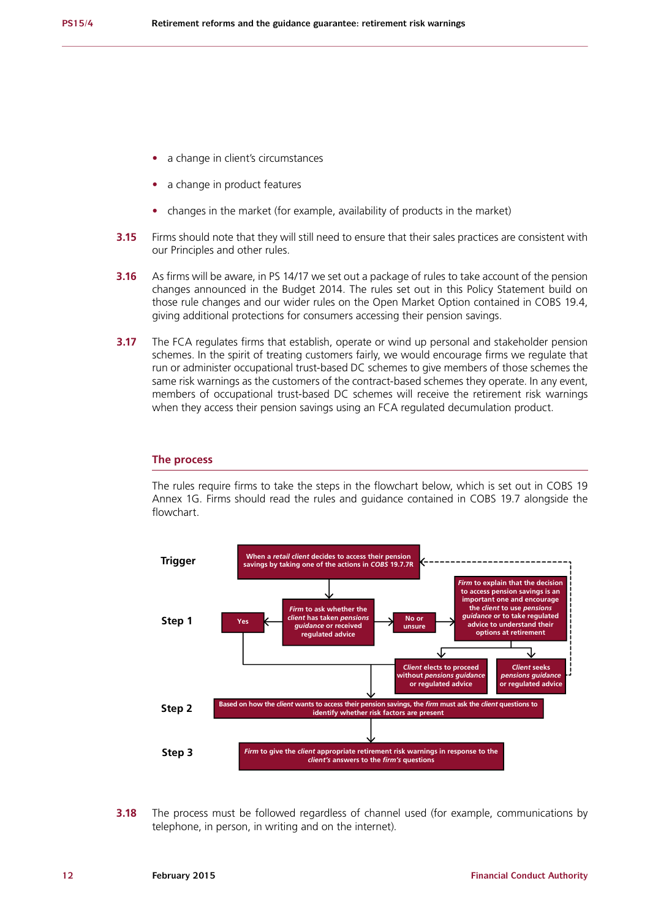- a change in client's circumstances
- a change in product features
- changes in the market (for example, availability of products in the market)

**3.15** Firms should note that they will still need to ensure that their sales practices are consistent with our Principles and other rules.

**3.16** As firms will be aware, in PS 14/17 we set out a package of rules to take account of the pension changes announced in the Budget 2014. The rules set out in this Policy Statement build on those rule changes and our wider rules on the Open Market Option contained in COBS 19.4, giving additional protections for consumers accessing their pension savings.

**3.17** The FCA regulates firms that establish, operate or wind up personal and stakeholder pension schemes. In the spirit of treating customers fairly, we would encourage firms we regulate that run or administer occupational trust-based DC schemes to give members of those schemes the same risk warnings as the customers of the contract-based schemes they operate. In any event, members of occupational trust-based DC schemes will receive the retirement risk warnings when they access their pension savings using an FCA regulated decumulation product.

## The process

The rules require firms to take the steps in the flowchart below, which is set out in COBS 19 Annex 1G. Firms should read the rules and guidance contained in COBS 19.7 alongside the flowchart.

**Trigger**

When a *retail client* decides to access their pension savings by taking one of the actions in *COBS* 19.7.7R

**Step 1**

*Firm* to ask whether the *client* has taken *pensions guidance* or received regulated advice

- Yes → proceed to Step 2
- No or unsure → *Firm* to explain that the decision to access pension savings is an important one and encourage the *client* to use *pensions guidance* or to take regulated advice to understand their options at retirement
  - *Client* elects to proceed without *pensions guidance* or regulated advice → proceed to Step 2
  - *Client* seeks *pensions guidance* or regulated advice → return to Trigger

**Step 2**

Based on how the *client* wants to access their pension savings, the *firm* must ask the *client* questions to identify whether risk factors are present

**Step 3**

*Firm* to give the *client* appropriate retirement risk warnings in response to the *client's* answers to the *firm's* questions

**3.18** The process must be followed regardless of channel used (for example, communications by telephone, in person, in writing and on the internet).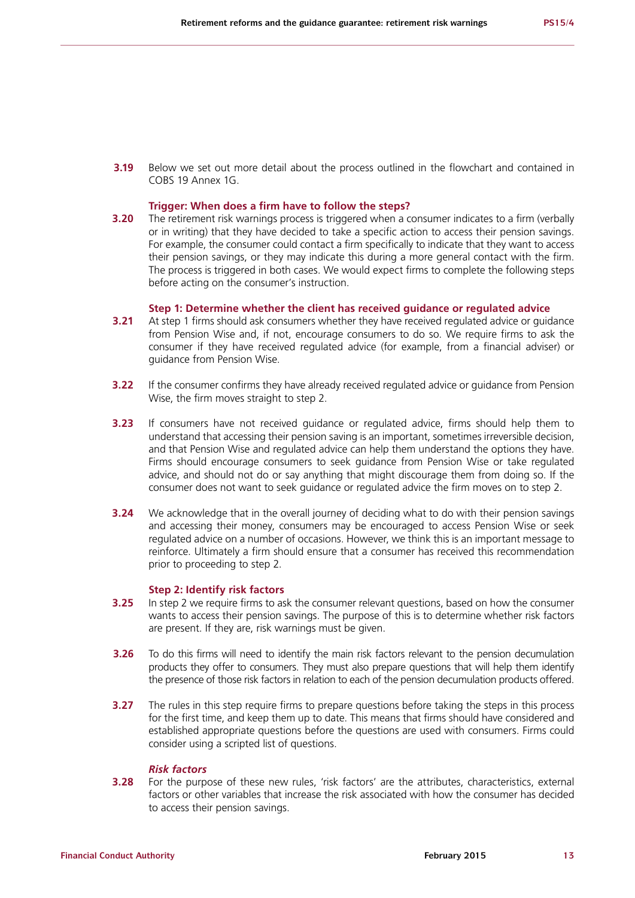**3.19** Below we set out more detail about the process outlined in the flowchart and contained in COBS 19 Annex 1G.

### Trigger: When does a firm have to follow the steps?

**3.20** The retirement risk warnings process is triggered when a consumer indicates to a firm (verbally or in writing) that they have decided to take a specific action to access their pension savings. For example, the consumer could contact a firm specifically to indicate that they want to access their pension savings, or they may indicate this during a more general contact with the firm. The process is triggered in both cases. We would expect firms to complete the following steps before acting on the consumer's instruction.

### Step 1: Determine whether the client has received guidance or regulated advice

**3.21** At step 1 firms should ask consumers whether they have received regulated advice or guidance from Pension Wise and, if not, encourage consumers to do so. We require firms to ask the consumer if they have received regulated advice (for example, from a financial adviser) or guidance from Pension Wise.

**3.22** If the consumer confirms they have already received regulated advice or guidance from Pension Wise, the firm moves straight to step 2.

**3.23** If consumers have not received guidance or regulated advice, firms should help them to understand that accessing their pension saving is an important, sometimes irreversible decision, and that Pension Wise and regulated advice can help them understand the options they have. Firms should encourage consumers to seek guidance from Pension Wise or take regulated advice, and should not do or say anything that might discourage them from doing so. If the consumer does not want to seek guidance or regulated advice the firm moves on to step 2.

**3.24** We acknowledge that in the overall journey of deciding what to do with their pension savings and accessing their money, consumers may be encouraged to access Pension Wise or seek regulated advice on a number of occasions. However, we think this is an important message to reinforce. Ultimately a firm should ensure that a consumer has received this recommendation prior to proceeding to step 2.

### Step 2: Identify risk factors

**3.25** In step 2 we require firms to ask the consumer relevant questions, based on how the consumer wants to access their pension savings. The purpose of this is to determine whether risk factors are present. If they are, risk warnings must be given.

**3.26** To do this firms will need to identify the main risk factors relevant to the pension decumulation products they offer to consumers. They must also prepare questions that will help them identify the presence of those risk factors in relation to each of the pension decumulation products offered.

**3.27** The rules in this step require firms to prepare questions before taking the steps in this process for the first time, and keep them up to date. This means that firms should have considered and established appropriate questions before the questions are used with consumers. Firms could consider using a scripted list of questions.

#### *Risk factors*

**3.28** For the purpose of these new rules, 'risk factors' are the attributes, characteristics, external factors or other variables that increase the risk associated with how the consumer has decided to access their pension savings.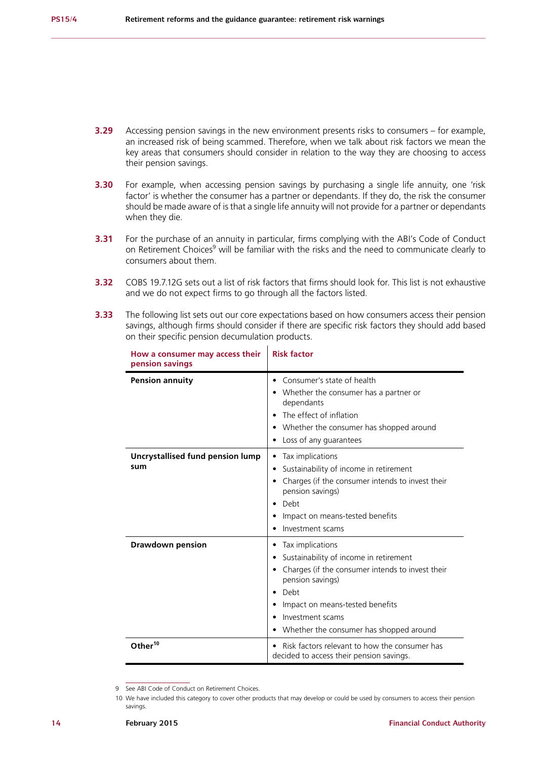**3.29** Accessing pension savings in the new environment presents risks to consumers – for example, an increased risk of being scammed. Therefore, when we talk about risk factors we mean the key areas that consumers should consider in relation to the way they are choosing to access their pension savings.

**3.30** For example, when accessing pension savings by purchasing a single life annuity, one 'risk factor' is whether the consumer has a partner or dependants. If they do, the risk the consumer should be made aware of is that a single life annuity will not provide for a partner or dependants when they die.

**3.31** For the purchase of an annuity in particular, firms complying with the ABI's Code of Conduct on Retirement Choices[9] will be familiar with the risks and the need to communicate clearly to consumers about them.

**3.32** COBS 19.7.12G sets out a list of risk factors that firms should look for. This list is not exhaustive and we do not expect firms to go through all the factors listed.

**3.33** The following list sets out our core expectations based on how consumers access their pension savings, although firms should consider if there are specific risk factors they should add based on their specific pension decumulation products.

| How a consumer may access their pension savings | Risk factor |
|---|---|
| **Pension annuity** | • Consumer's state of health<br>• Whether the consumer has a partner or dependants<br>• The effect of inflation<br>• Whether the consumer has shopped around<br>• Loss of any guarantees |
| **Uncrystallised fund pension lump sum** | • Tax implications<br>• Sustainability of income in retirement<br>• Charges (if the consumer intends to invest their pension savings)<br>• Debt<br>• Impact on means-tested benefits<br>• Investment scams |
| **Drawdown pension** | • Tax implications<br>• Sustainability of income in retirement<br>• Charges (if the consumer intends to invest their pension savings)<br>• Debt<br>• Impact on means-tested benefits<br>• Investment scams<br>• Whether the consumer has shopped around |
| **Other**[10] | • Risk factors relevant to how the consumer has decided to access their pension savings. |

9 See ABI Code of Conduct on Retirement Choices.

10 We have included this category to cover other products that may develop or could be used by consumers to access their pension savings.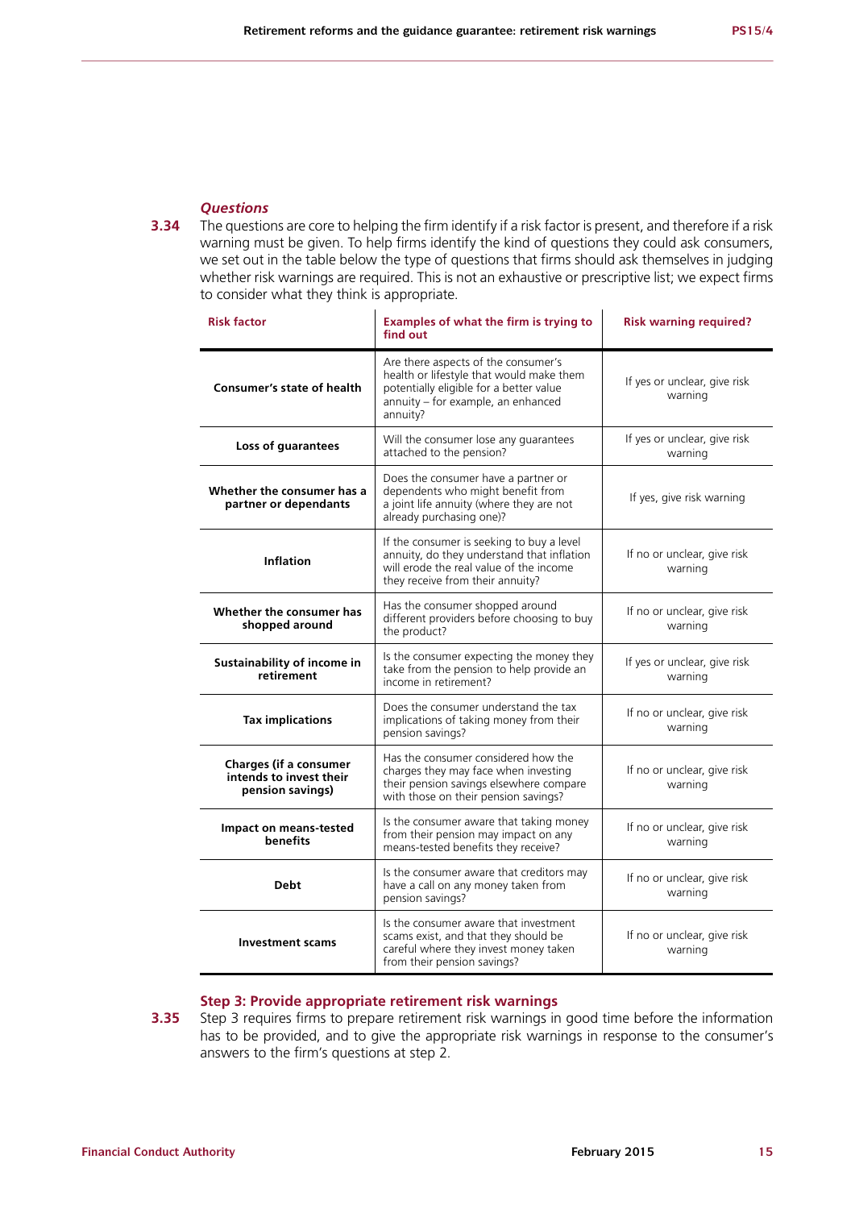### *Questions*

**3.34** The questions are core to helping the firm identify if a risk factor is present, and therefore if a risk warning must be given. To help firms identify the kind of questions they could ask consumers, we set out in the table below the type of questions that firms should ask themselves in judging whether risk warnings are required. This is not an exhaustive or prescriptive list; we expect firms to consider what they think is appropriate.

| Risk factor | Examples of what the firm is trying to find out | Risk warning required? |
|---|---|---|
| **Consumer's state of health** | Are there aspects of the consumer's health or lifestyle that would make them potentially eligible for a better value annuity – for example, an enhanced annuity? | If yes or unclear, give risk warning |
| **Loss of guarantees** | Will the consumer lose any guarantees attached to the pension? | If yes or unclear, give risk warning |
| **Whether the consumer has a partner or dependants** | Does the consumer have a partner or dependents who might benefit from a joint life annuity (where they are not already purchasing one)? | If yes, give risk warning |
| **Inflation** | If the consumer is seeking to buy a level annuity, do they understand that inflation will erode the real value of the income they receive from their annuity? | If no or unclear, give risk warning |
| **Whether the consumer has shopped around** | Has the consumer shopped around different providers before choosing to buy the product? | If no or unclear, give risk warning |
| **Sustainability of income in retirement** | Is the consumer expecting the money they take from the pension to help provide an income in retirement? | If yes or unclear, give risk warning |
| **Tax implications** | Does the consumer understand the tax implications of taking money from their pension savings? | If no or unclear, give risk warning |
| **Charges (if a consumer intends to invest their pension savings)** | Has the consumer considered how the charges they may face when investing their pension savings elsewhere compare with those on their pension savings? | If no or unclear, give risk warning |
| **Impact on means-tested benefits** | Is the consumer aware that taking money from their pension may impact on any means-tested benefits they receive? | If no or unclear, give risk warning |
| **Debt** | Is the consumer aware that creditors may have a call on any money taken from pension savings? | If no or unclear, give risk warning |
| **Investment scams** | Is the consumer aware that investment scams exist, and that they should be careful where they invest money taken from their pension savings? | If no or unclear, give risk warning |

### Step 3: Provide appropriate retirement risk warnings

**3.35** Step 3 requires firms to prepare retirement risk warnings in good time before the information has to be provided, and to give the appropriate risk warnings in response to the consumer's answers to the firm's questions at step 2.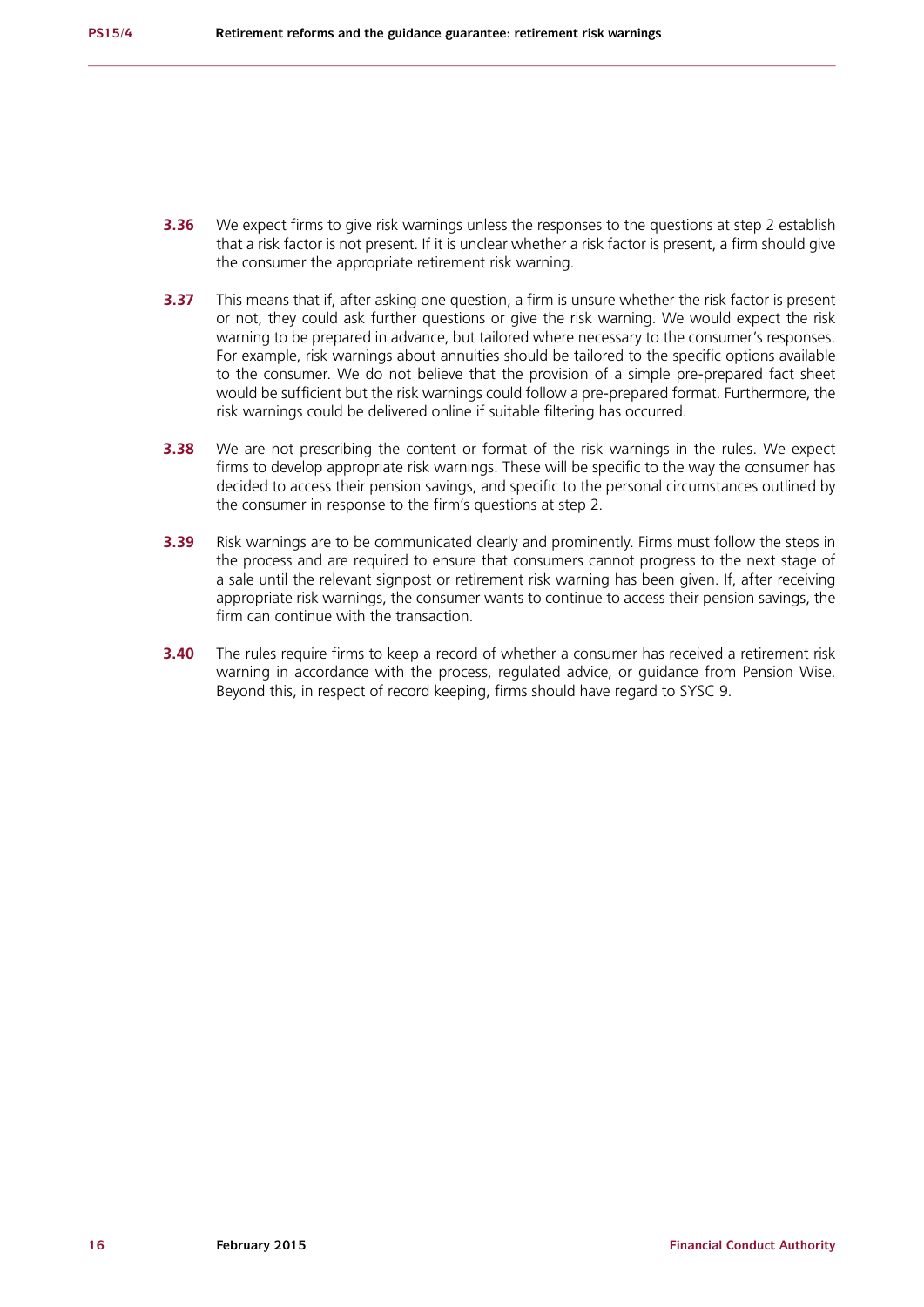**3.36** We expect firms to give risk warnings unless the responses to the questions at step 2 establish that a risk factor is not present. If it is unclear whether a risk factor is present, a firm should give the consumer the appropriate retirement risk warning.

**3.37** This means that if, after asking one question, a firm is unsure whether the risk factor is present or not, they could ask further questions or give the risk warning. We would expect the risk warning to be prepared in advance, but tailored where necessary to the consumer's responses. For example, risk warnings about annuities should be tailored to the specific options available to the consumer. We do not believe that the provision of a simple pre-prepared fact sheet would be sufficient but the risk warnings could follow a pre-prepared format. Furthermore, the risk warnings could be delivered online if suitable filtering has occurred.

**3.38** We are not prescribing the content or format of the risk warnings in the rules. We expect firms to develop appropriate risk warnings. These will be specific to the way the consumer has decided to access their pension savings, and specific to the personal circumstances outlined by the consumer in response to the firm's questions at step 2.

**3.39** Risk warnings are to be communicated clearly and prominently. Firms must follow the steps in the process and are required to ensure that consumers cannot progress to the next stage of a sale until the relevant signpost or retirement risk warning has been given. If, after receiving appropriate risk warnings, the consumer wants to continue to access their pension savings, the firm can continue with the transaction.

**3.40** The rules require firms to keep a record of whether a consumer has received a retirement risk warning in accordance with the process, regulated advice, or guidance from Pension Wise. Beyond this, in respect of record keeping, firms should have regard to SYSC 9.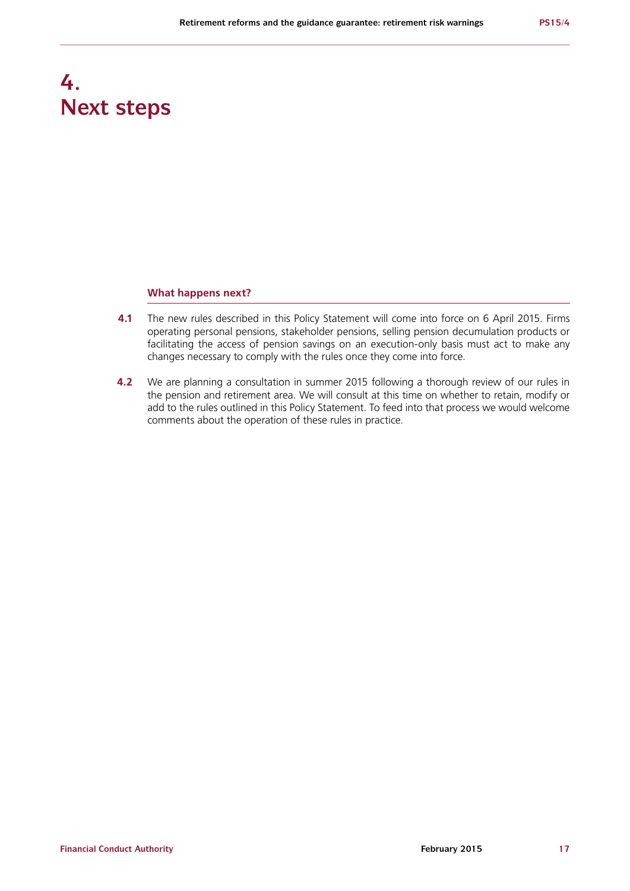# 4. Next steps

### What happens next?

**4.1** The new rules described in this Policy Statement will come into force on 6 April 2015. Firms operating personal pensions, stakeholder pensions, selling pension decumulation products or facilitating the access of pension savings on an execution-only basis must act to make any changes necessary to comply with the rules once they come into force.

**4.2** We are planning a consultation in summer 2015 following a thorough review of our rules in the pension and retirement area. We will consult at this time on whether to retain, modify or add to the rules outlined in this Policy Statement. To feed into that process we would welcome comments about the operation of these rules in practice.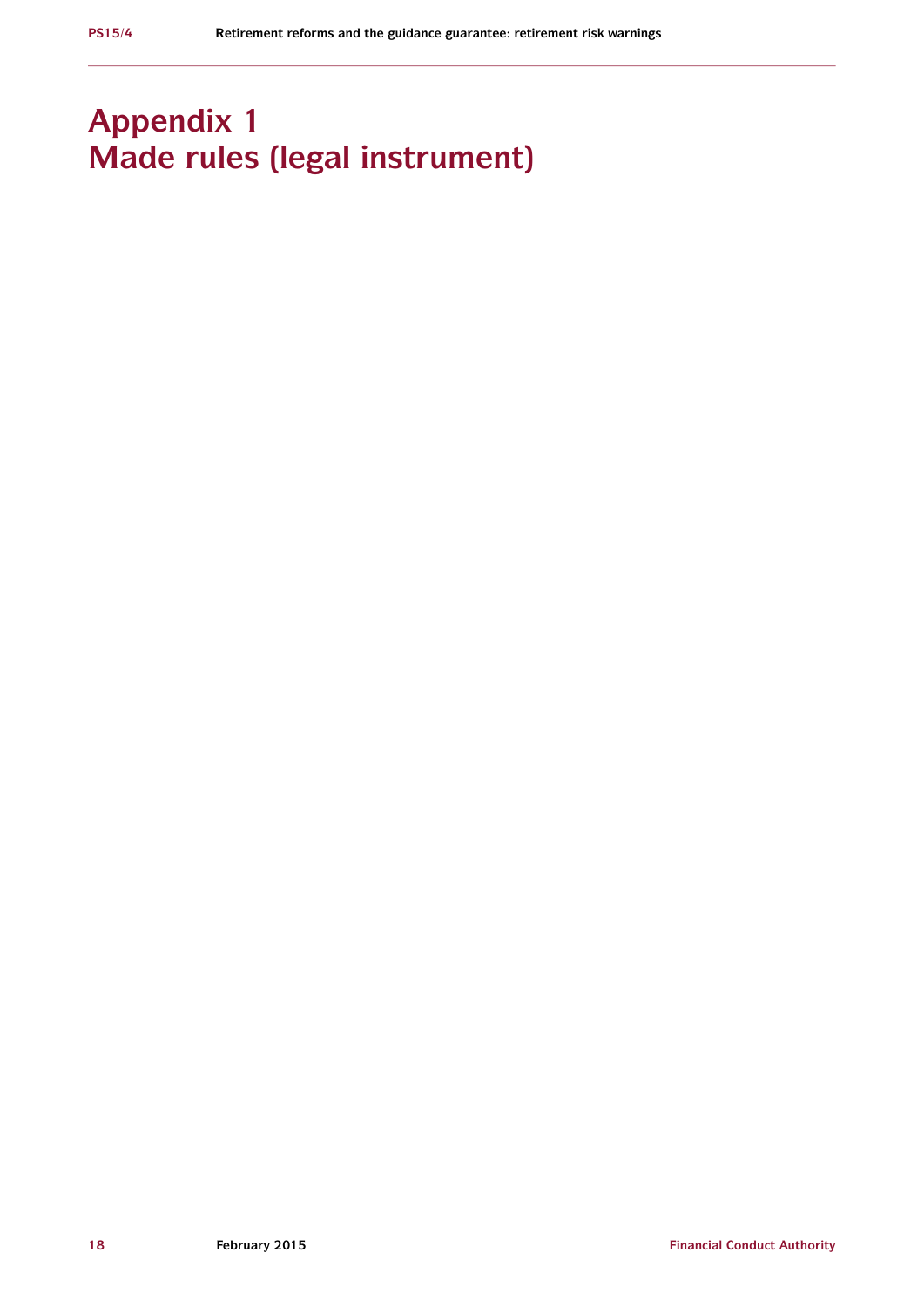# Appendix 1
# Made rules (legal instrument)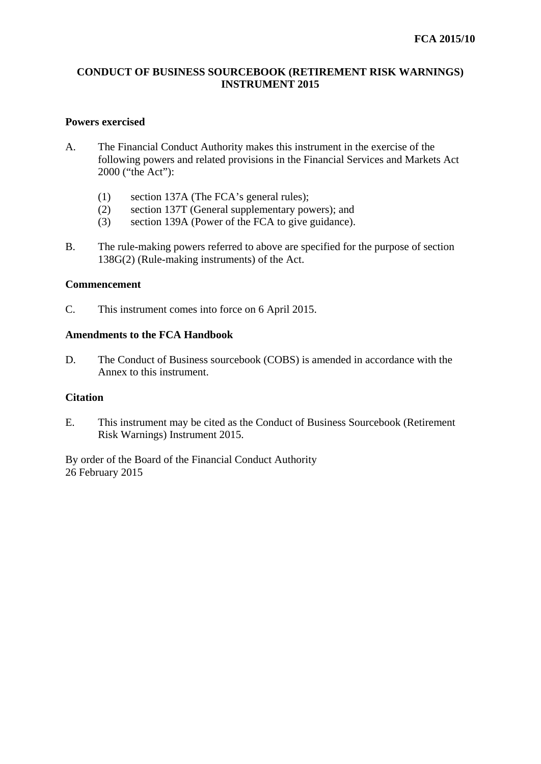**FCA 2015/10**

# CONDUCT OF BUSINESS SOURCEBOOK (RETIREMENT RISK WARNINGS) INSTRUMENT 2015

## Powers exercised

A. The Financial Conduct Authority makes this instrument in the exercise of the following powers and related provisions in the Financial Services and Markets Act 2000 ("the Act"):

(1) section 137A (The FCA's general rules);
(2) section 137T (General supplementary powers); and
(3) section 139A (Power of the FCA to give guidance).

B. The rule-making powers referred to above are specified for the purpose of section 138G(2) (Rule-making instruments) of the Act.

## Commencement

C. This instrument comes into force on 6 April 2015.

## Amendments to the FCA Handbook

D. The Conduct of Business sourcebook (COBS) is amended in accordance with the Annex to this instrument.

## Citation

E. This instrument may be cited as the Conduct of Business Sourcebook (Retirement Risk Warnings) Instrument 2015.

By order of the Board of the Financial Conduct Authority
26 February 2015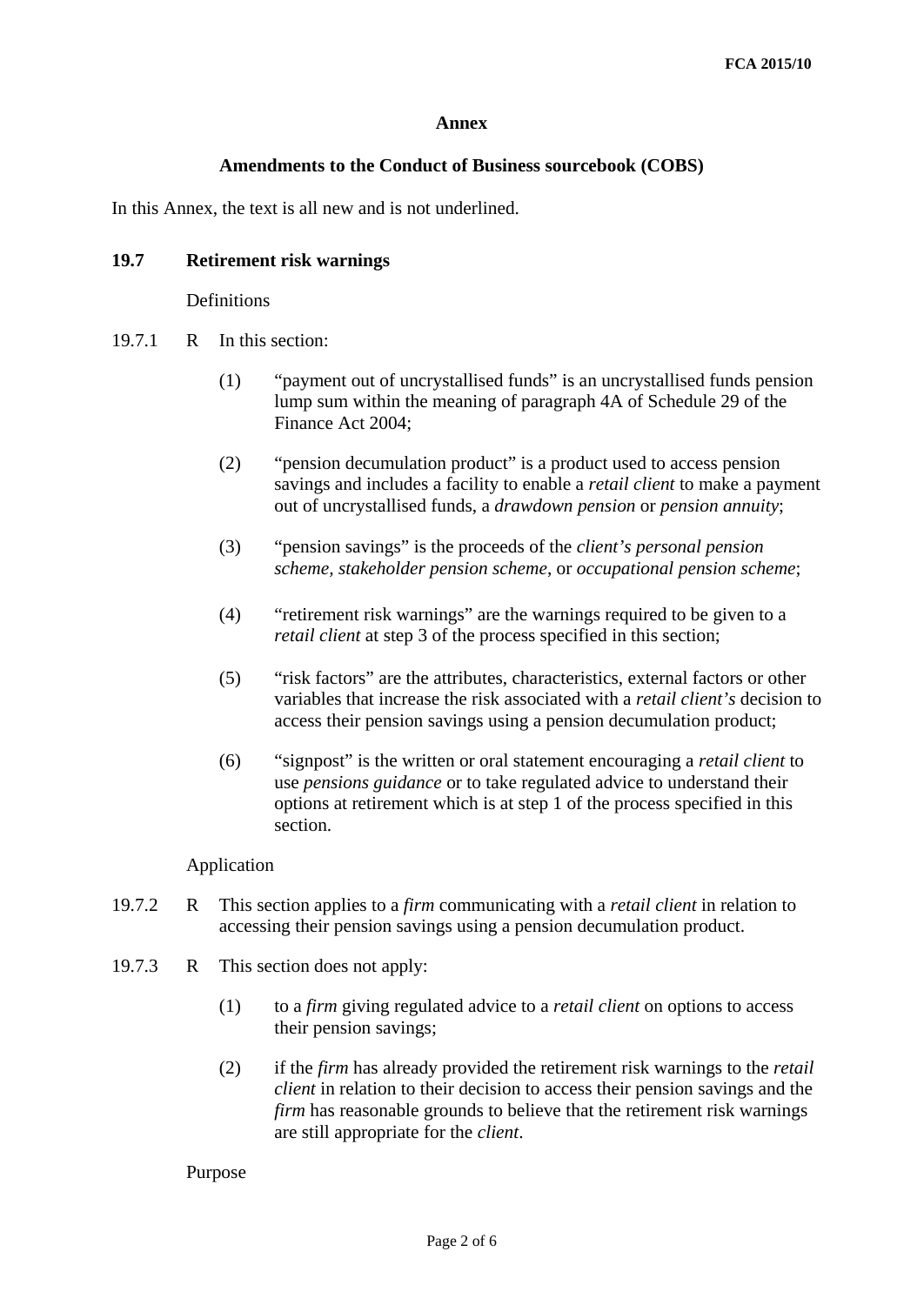**Annex**

**Amendments to the Conduct of Business sourcebook (COBS)**

In this Annex, the text is all new and is not underlined.

## 19.7 Retirement risk warnings

Definitions

19.7.1 R In this section:

(1) "payment out of uncrystallised funds" is an uncrystallised funds pension lump sum within the meaning of paragraph 4A of Schedule 29 of the Finance Act 2004;

(2) "pension decumulation product" is a product used to access pension savings and includes a facility to enable a *retail client* to make a payment out of uncrystallised funds, a *drawdown pension* or *pension annuity*;

(3) "pension savings" is the proceeds of the *client's personal pension scheme*, *stakeholder pension scheme*, or *occupational pension scheme*;

(4) "retirement risk warnings" are the warnings required to be given to a *retail client* at step 3 of the process specified in this section;

(5) "risk factors" are the attributes, characteristics, external factors or other variables that increase the risk associated with a *retail client's* decision to access their pension savings using a pension decumulation product;

(6) "signpost" is the written or oral statement encouraging a *retail client* to use *pensions guidance* or to take regulated advice to understand their options at retirement which is at step 1 of the process specified in this section.

Application

19.7.2 R This section applies to a *firm* communicating with a *retail client* in relation to accessing their pension savings using a pension decumulation product.

19.7.3 R This section does not apply:

(1) to a *firm* giving regulated advice to a *retail client* on options to access their pension savings;

(2) if the *firm* has already provided the retirement risk warnings to the *retail client* in relation to their decision to access their pension savings and the *firm* has reasonable grounds to believe that the retirement risk warnings are still appropriate for the *client*.

Purpose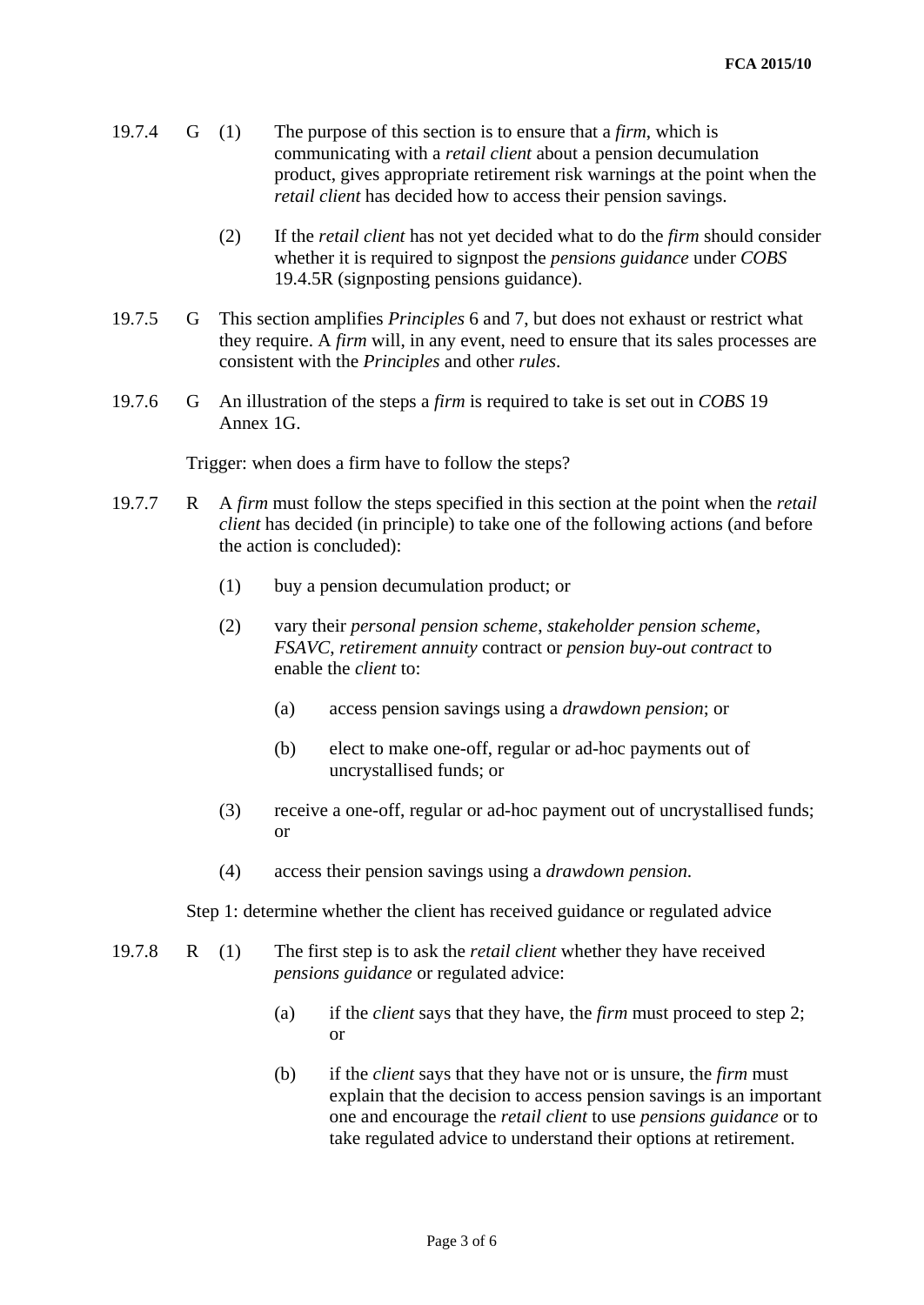19.7.4 G (1) The purpose of this section is to ensure that a *firm*, which is communicating with a *retail client* about a pension decumulation product, gives appropriate retirement risk warnings at the point when the *retail client* has decided how to access their pension savings.

(2) If the *retail client* has not yet decided what to do the *firm* should consider whether it is required to signpost the *pensions guidance* under *COBS* 19.4.5R (signposting pensions guidance).

19.7.5 G This section amplifies *Principles* 6 and 7, but does not exhaust or restrict what they require. A *firm* will, in any event, need to ensure that its sales processes are consistent with the *Principles* and other *rules*.

19.7.6 G An illustration of the steps a *firm* is required to take is set out in *COBS* 19 Annex 1G.

Trigger: when does a firm have to follow the steps?

19.7.7 R A *firm* must follow the steps specified in this section at the point when the *retail client* has decided (in principle) to take one of the following actions (and before the action is concluded):

(1) buy a pension decumulation product; or

(2) vary their *personal pension scheme*, *stakeholder pension scheme*, *FSAVC*, *retirement annuity* contract or *pension buy-out contract* to enable the *client* to:

(a) access pension savings using a *drawdown pension*; or

(b) elect to make one-off, regular or ad-hoc payments out of uncrystallised funds; or

(3) receive a one-off, regular or ad-hoc payment out of uncrystallised funds; or

(4) access their pension savings using a *drawdown pension*.

Step 1: determine whether the client has received guidance or regulated advice

19.7.8 R (1) The first step is to ask the *retail client* whether they have received *pensions guidance* or regulated advice:

(a) if the *client* says that they have, the *firm* must proceed to step 2; or

(b) if the *client* says that they have not or is unsure, the *firm* must explain that the decision to access pension savings is an important one and encourage the *retail client* to use *pensions guidance* or to take regulated advice to understand their options at retirement.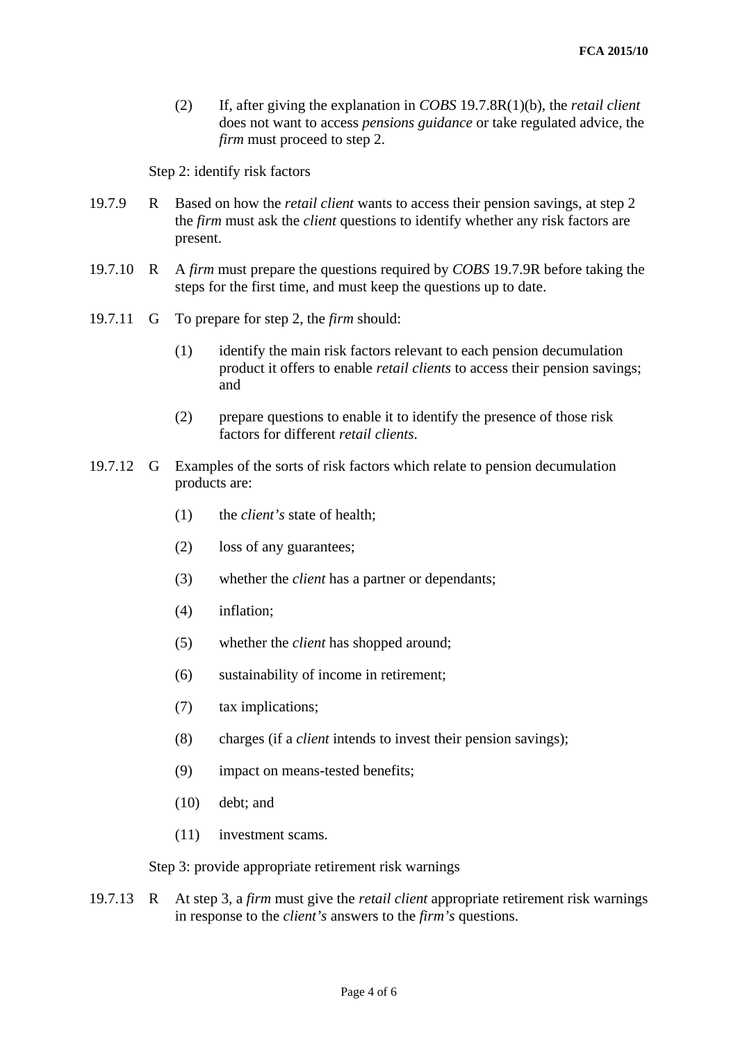(2) If, after giving the explanation in *COBS* 19.7.8R(1)(b), the *retail client* does not want to access *pensions guidance* or take regulated advice, the *firm* must proceed to step 2.

Step 2: identify risk factors

19.7.9 R Based on how the *retail client* wants to access their pension savings, at step 2 the *firm* must ask the *client* questions to identify whether any risk factors are present.

19.7.10 R A *firm* must prepare the questions required by *COBS* 19.7.9R before taking the steps for the first time, and must keep the questions up to date.

19.7.11 G To prepare for step 2, the *firm* should:

(1) identify the main risk factors relevant to each pension decumulation product it offers to enable *retail clients* to access their pension savings; and

(2) prepare questions to enable it to identify the presence of those risk factors for different *retail clients*.

19.7.12 G Examples of the sorts of risk factors which relate to pension decumulation products are:

(1) the *client's* state of health;

(2) loss of any guarantees;

(3) whether the *client* has a partner or dependants;

(4) inflation;

(5) whether the *client* has shopped around;

(6) sustainability of income in retirement;

(7) tax implications;

(8) charges (if a *client* intends to invest their pension savings);

(9) impact on means-tested benefits;

(10) debt; and

(11) investment scams.

Step 3: provide appropriate retirement risk warnings

19.7.13 R At step 3, a *firm* must give the *retail client* appropriate retirement risk warnings in response to the *client's* answers to the *firm's* questions.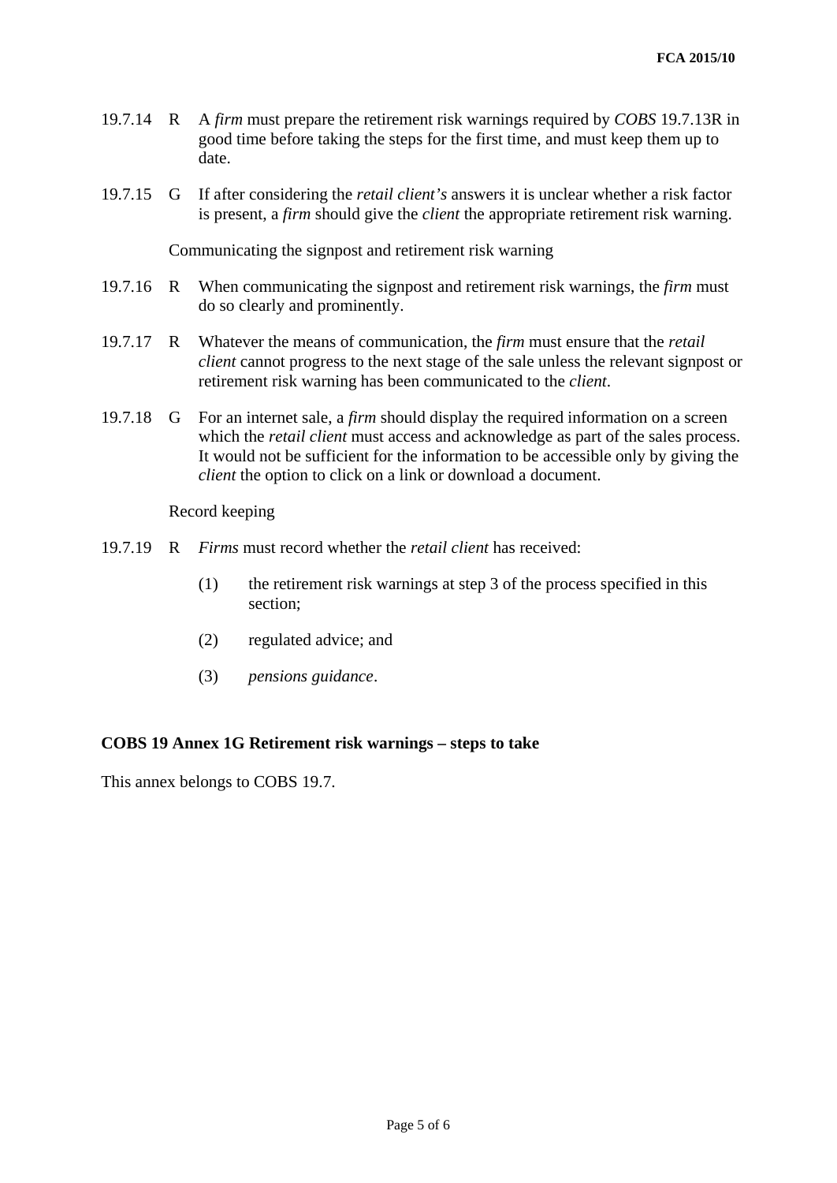19.7.14 R A *firm* must prepare the retirement risk warnings required by *COBS* 19.7.13R in good time before taking the steps for the first time, and must keep them up to date.

19.7.15 G If after considering the *retail client's* answers it is unclear whether a risk factor is present, a *firm* should give the *client* the appropriate retirement risk warning.

Communicating the signpost and retirement risk warning

19.7.16 R When communicating the signpost and retirement risk warnings, the *firm* must do so clearly and prominently.

19.7.17 R Whatever the means of communication, the *firm* must ensure that the *retail client* cannot progress to the next stage of the sale unless the relevant signpost or retirement risk warning has been communicated to the *client*.

19.7.18 G For an internet sale, a *firm* should display the required information on a screen which the *retail client* must access and acknowledge as part of the sales process. It would not be sufficient for the information to be accessible only by giving the *client* the option to click on a link or download a document.

Record keeping

19.7.19 R *Firms* must record whether the *retail client* has received:

(1) the retirement risk warnings at step 3 of the process specified in this section;

(2) regulated advice; and

(3) *pensions guidance*.

**COBS 19 Annex 1G Retirement risk warnings – steps to take**

This annex belongs to COBS 19.7.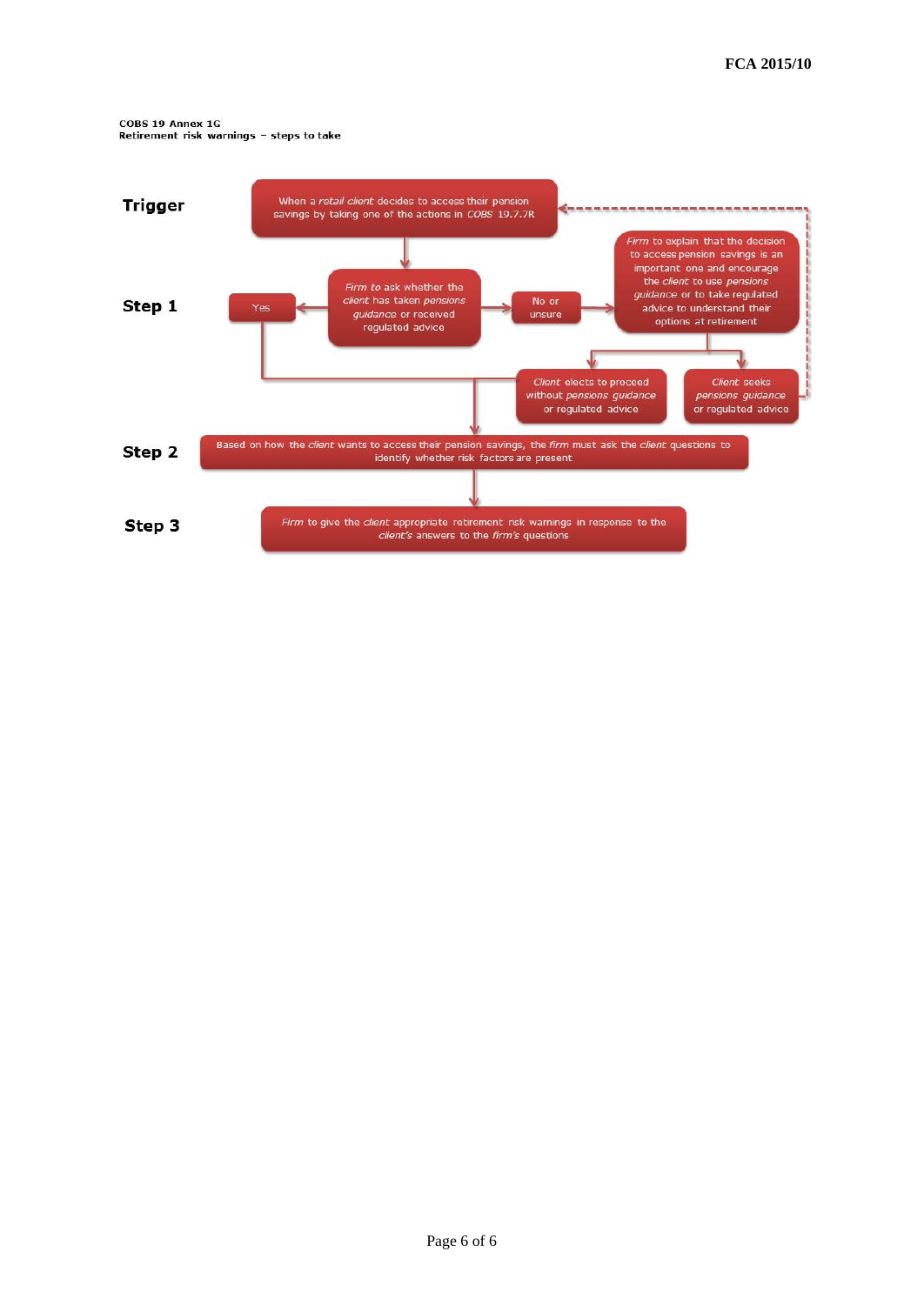**COBS 19 Annex 1G**
**Retirement risk warnings – steps to take**

**Trigger**

When a *retail client* decides to access their pension savings by taking one of the actions in *COBS* 19.7.7R

**Step 1**

*Firm* to ask whether the *client* has taken *pensions guidance* or received regulated advice

- Yes → proceed to Step 2
- No or unsure → *Firm* to explain that the decision to access pension savings is an important one and encourage the *client* to use *pensions guidance* or to take regulated advice to understand their options at retirement
  - *Client* elects to proceed without *pensions guidance* or regulated advice → proceed to Step 2
  - *Client* seeks *pensions guidance* or regulated advice → return to Trigger

**Step 2**

Based on how the *client* wants to access their pension savings, the *firm* must ask the *client* questions to identify whether risk factors are present

**Step 3**

*Firm* to give the *client* appropriate retirement risk warnings in response to the *client's* answers to the *firm's* questions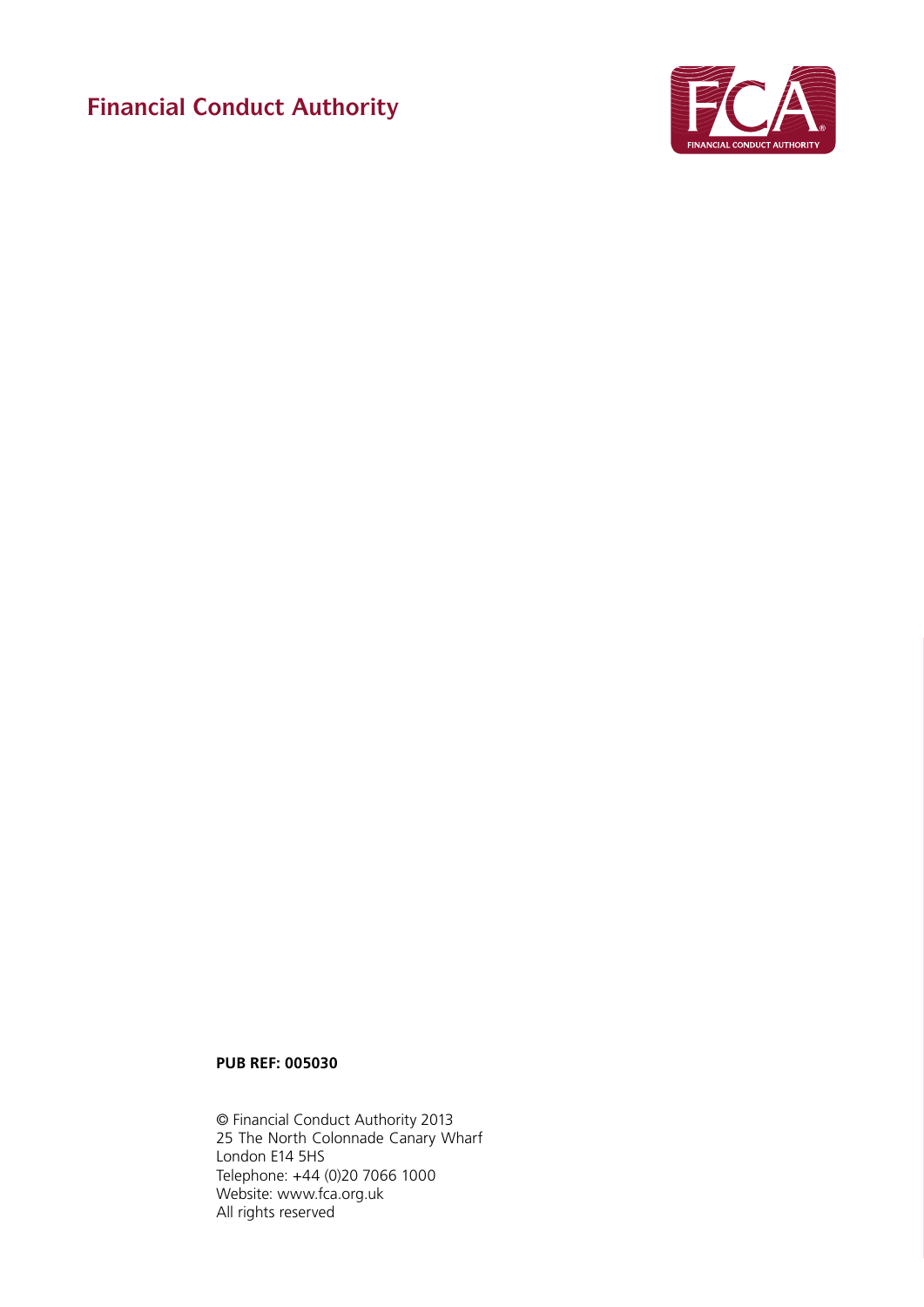Financial Conduct Authority

**PUB REF: 005030**

© Financial Conduct Authority 2013
25 The North Colonnade Canary Wharf
London E14 5HS
Telephone: +44 (0)20 7066 1000
Website: www.fca.org.uk
All rights reserved